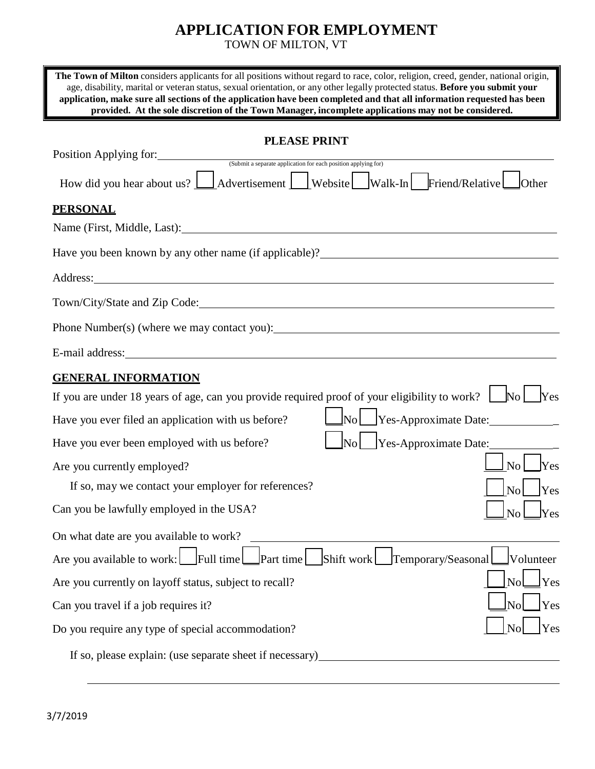# APPLICATION FOR EMPLOYMENT

TOWN OF MILTON, VT

**The Town of Milton** considers applicants for all positions without regard to race, color, religion, creed, gender, national origin, age, disability, marital or veteran status, sexual orientation, or any other legally protected status. **Before you submit your application, make sure all sections of the application have been completed and that all information requested has been provided. At the sole discretion of the Town Manager, incomplete applications may not be considered.**

**PLEASE PRINT**

Position Applying for: ____________________________________________
(Submit a separate application for each position applying for)

How did you hear about us? ☐ Advertisement ☐ Website ☐ Walk-In ☐ Friend/Relative ☐ Other

## PERSONAL

Name (First, Middle, Last): ____________________________________________

Have you been known by any other name (if applicable)? ____________________________________________

Address: ____________________________________________

Town/City/State and Zip Code: ____________________________________________

Phone Number(s) (where we may contact you): ____________________________________________

E-mail address: ____________________________________________

## GENERAL INFORMATION

If you are under 18 years of age, can you provide required proof of your eligibility to work? ☐ No ☐ Yes

Have you ever filed an application with us before? ☐ No ☐ Yes-Approximate Date: ____________

Have you ever been employed with us before? ☐ No ☐ Yes-Approximate Date: ____________

Are you currently employed? ☐ No ☐ Yes

If so, may we contact your employer for references? ☐ No ☐ Yes

Can you be lawfully employed in the USA? ☐ No ☐ Yes

On what date are you available to work? ____________________________________________

Are you available to work: ☐ Full time ☐ Part time ☐ Shift work ☐ Temporary/Seasonal ☐ Volunteer

Are you currently on layoff status, subject to recall? ☐ No ☐ Yes

Can you travel if a job requires it? ☐ No ☐ Yes

Do you require any type of special accommodation? ☐ No ☐ Yes

If so, please explain: (use separate sheet if necessary) ____________________________________________

____________________________________________

3/7/2019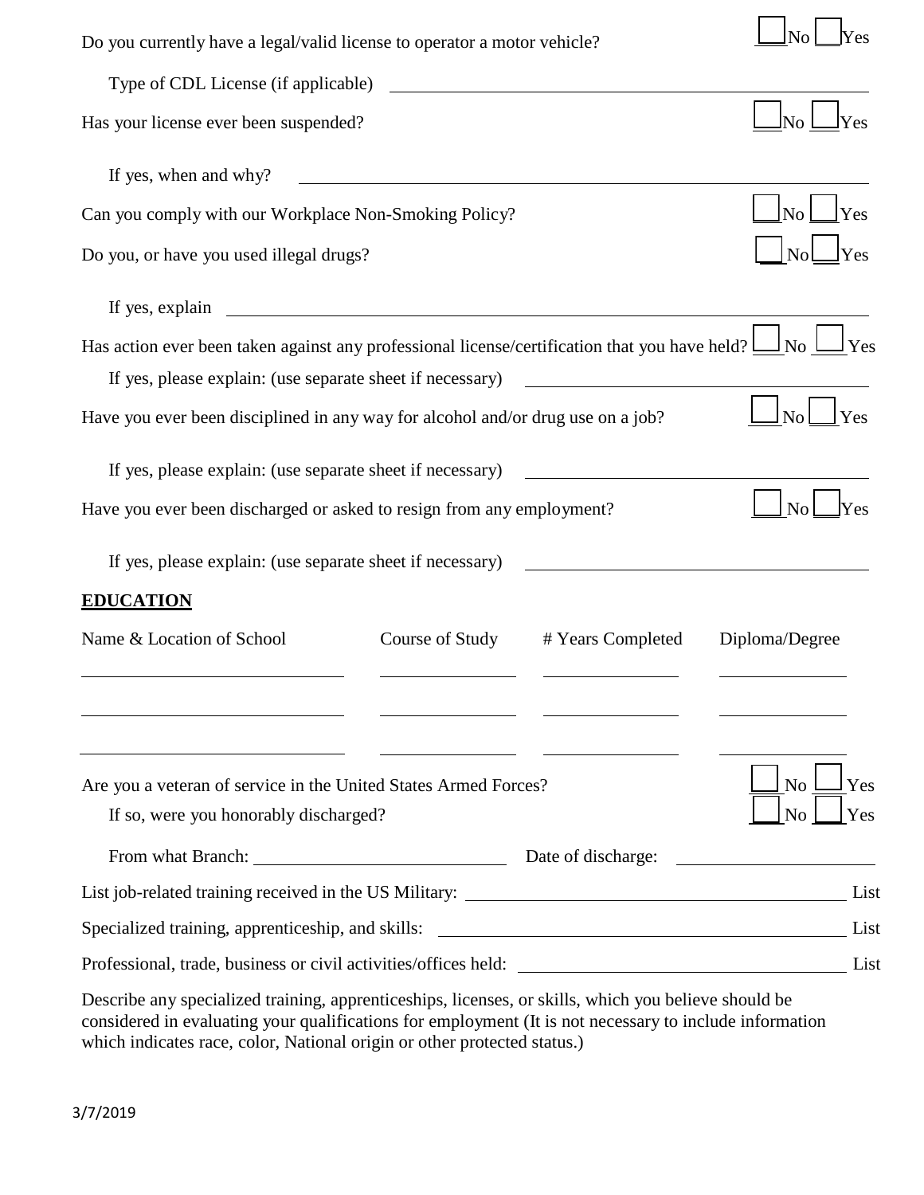Do you currently have a legal/valid license to operator a motor vehicle? ☐ No ☐ Yes

Type of CDL License (if applicable) ______________________________

Has your license ever been suspended? ☐ No ☐ Yes

If yes, when and why? ______________________________

Can you comply with our Workplace Non-Smoking Policy? ☐ No ☐ Yes

Do you, or have you used illegal drugs? ☐ No ☐ Yes

If yes, explain ______________________________

Has action ever been taken against any professional license/certification that you have held? ☐ No ☐ Yes

If yes, please explain: (use separate sheet if necessary) ______________________________

Have you ever been disciplined in any way for alcohol and/or drug use on a job? ☐ No ☐ Yes

If yes, please explain: (use separate sheet if necessary) ______________________________

Have you ever been discharged or asked to resign from any employment? ☐ No ☐ Yes

If yes, please explain: (use separate sheet if necessary) ______________________________

## EDUCATION

| Name & Location of School | Course of Study | # Years Completed | Diploma/Degree |
|---|---|---|---|
| | | | |
| | | | |
| | | | |

Are you a veteran of service in the United States Armed Forces? ☐ No ☐ Yes

If so, were you honorably discharged? ☐ No ☐ Yes

From what Branch: ______________________________ Date of discharge: ______________________________

List job-related training received in the US Military: ______________________________ List

Specialized training, apprenticeship, and skills: ______________________________ List

Professional, trade, business or civil activities/offices held: ______________________________ List

Describe any specialized training, apprenticeships, licenses, or skills, which you believe should be considered in evaluating your qualifications for employment (It is not necessary to include information which indicates race, color, National origin or other protected status.)

3/7/2019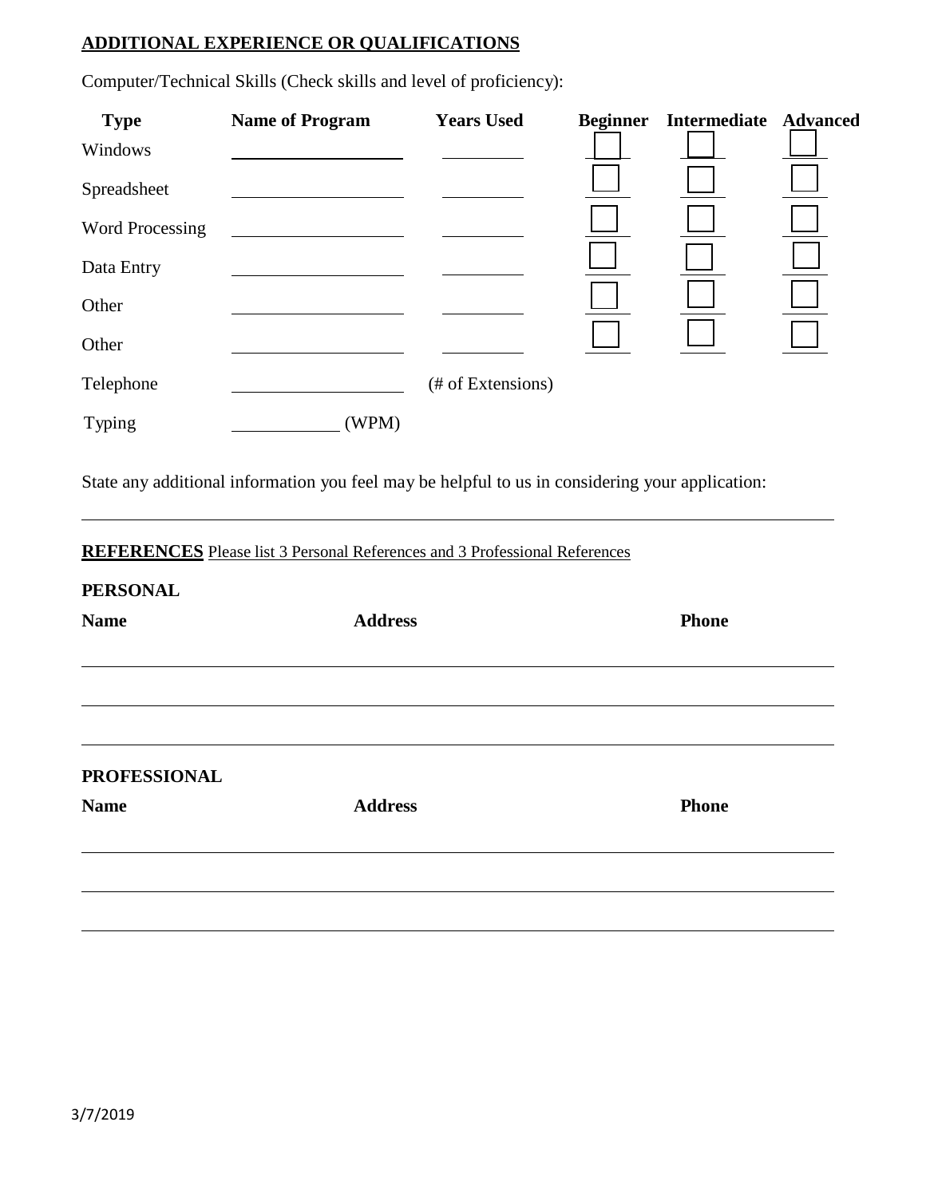## ADDITIONAL EXPERIENCE OR QUALIFICATIONS

Computer/Technical Skills (Check skills and level of proficiency):

| Type | Name of Program | Years Used | Beginner | Intermediate | Advanced |
|---|---|---|---|---|---|
| Windows | | | ☐ | ☐ | ☐ |
| Spreadsheet | | | ☐ | ☐ | ☐ |
| Word Processing | | | ☐ | ☐ | ☐ |
| Data Entry | | | ☐ | ☐ | ☐ |
| Other | | | ☐ | ☐ | ☐ |
| Other | | | ☐ | ☐ | ☐ |
| Telephone | | (# of Extensions) | | | |
| Typing | ____________ (WPM) | | | | |

State any additional information you feel may be helpful to us in considering your application:

______________________________________________________________________________

**REFERENCES** Please list 3 Personal References and 3 Professional References

**PERSONAL**

| Name | Address | Phone |
|---|---|---|
| | | |
| | | |
| | | |

**PROFESSIONAL**

| Name | Address | Phone |
|---|---|---|
| | | |
| | | |
| | | |

3/7/2019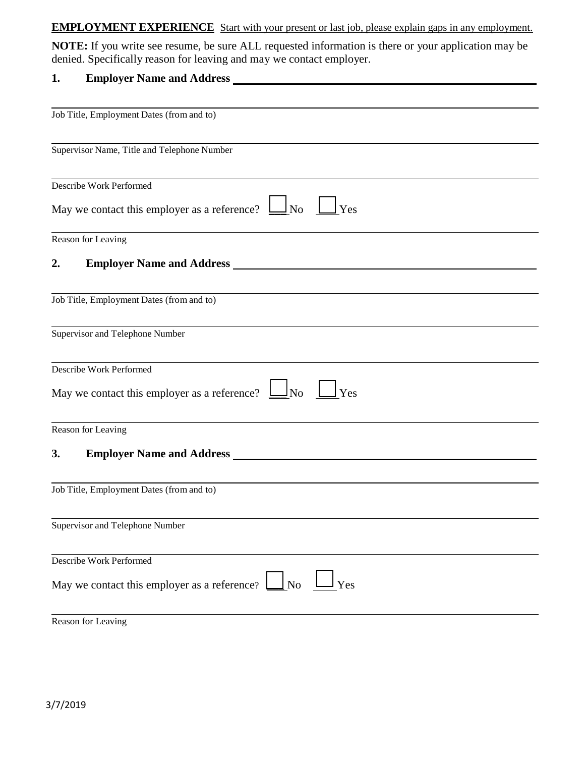**EMPLOYMENT EXPERIENCE** Start with your present or last job, please explain gaps in any employment.

**NOTE:** If you write see resume, be sure ALL requested information is there or your application may be denied. Specifically reason for leaving and may we contact employer.

**1. Employer Name and Address** ______________________________

______________________________
Job Title, Employment Dates (from and to)

______________________________
Supervisor Name, Title and Telephone Number

______________________________
Describe Work Performed

May we contact this employer as a reference? ☐ No ☐ Yes

______________________________
Reason for Leaving

**2. Employer Name and Address** ______________________________

______________________________
Job Title, Employment Dates (from and to)

______________________________
Supervisor and Telephone Number

______________________________
Describe Work Performed

May we contact this employer as a reference? ☐ No ☐ Yes

______________________________
Reason for Leaving

**3. Employer Name and Address** ______________________________

______________________________
Job Title, Employment Dates (from and to)

______________________________
Supervisor and Telephone Number

______________________________
Describe Work Performed

May we contact this employer as a reference? ☐ No ☐ Yes

______________________________
Reason for Leaving

3/7/2019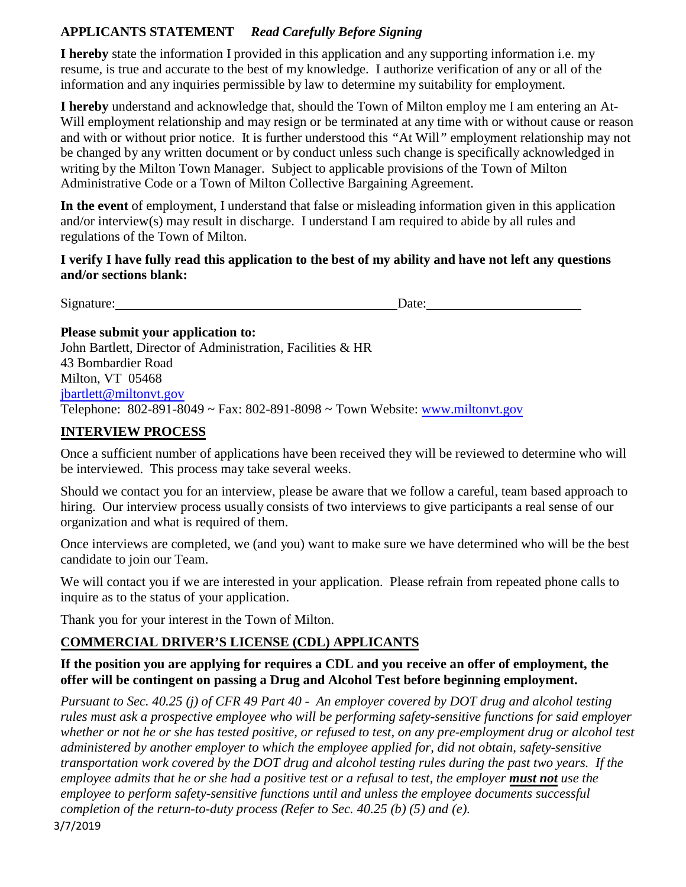## APPLICANTS STATEMENT *Read Carefully Before Signing*

**I hereby** state the information I provided in this application and any supporting information i.e. my resume, is true and accurate to the best of my knowledge. I authorize verification of any or all of the information and any inquiries permissible by law to determine my suitability for employment.

**I hereby** understand and acknowledge that, should the Town of Milton employ me I am entering an At-Will employment relationship and may resign or be terminated at any time with or without cause or reason and with or without prior notice. It is further understood this "At Will" employment relationship may not be changed by any written document or by conduct unless such change is specifically acknowledged in writing by the Milton Town Manager. Subject to applicable provisions of the Town of Milton Administrative Code or a Town of Milton Collective Bargaining Agreement.

**In the event** of employment, I understand that false or misleading information given in this application and/or interview(s) may result in discharge. I understand I am required to abide by all rules and regulations of the Town of Milton.

**I verify I have fully read this application to the best of my ability and have not left any questions and/or sections blank:**

Signature:\_\_\_\_\_\_\_\_\_\_\_\_\_\_\_\_\_\_\_\_\_\_\_\_\_\_\_\_\_\_\_\_\_\_\_\_\_\_\_\_ Date:\_\_\_\_\_\_\_\_\_\_\_\_\_\_\_\_\_\_\_\_\_\_

**Please submit your application to:**
John Bartlett, Director of Administration, Facilities & HR
43 Bombardier Road
Milton, VT 05468
jbartlett@miltonvt.gov
Telephone: 802-891-8049 ~ Fax: 802-891-8098 ~ Town Website: www.miltonvt.gov

## INTERVIEW PROCESS

Once a sufficient number of applications have been received they will be reviewed to determine who will be interviewed. This process may take several weeks.

Should we contact you for an interview, please be aware that we follow a careful, team based approach to hiring. Our interview process usually consists of two interviews to give participants a real sense of our organization and what is required of them.

Once interviews are completed, we (and you) want to make sure we have determined who will be the best candidate to join our Team.

We will contact you if we are interested in your application. Please refrain from repeated phone calls to inquire as to the status of your application.

Thank you for your interest in the Town of Milton.

## COMMERCIAL DRIVER'S LICENSE (CDL) APPLICANTS

**If the position you are applying for requires a CDL and you receive an offer of employment, the offer will be contingent on passing a Drug and Alcohol Test before beginning employment.**

*Pursuant to Sec. 40.25 (j) of CFR 49 Part 40 - An employer covered by DOT drug and alcohol testing rules must ask a prospective employee who will be performing safety-sensitive functions for said employer whether or not he or she has tested positive, or refused to test, on any pre-employment drug or alcohol test administered by another employer to which the employee applied for, did not obtain, safety-sensitive transportation work covered by the DOT drug and alcohol testing rules during the past two years. If the employee admits that he or she had a positive test or a refusal to test, the employer **must not** use the employee to perform safety-sensitive functions until and unless the employee documents successful completion of the return-to-duty process (Refer to Sec. 40.25 (b) (5) and (e).*

3/7/2019